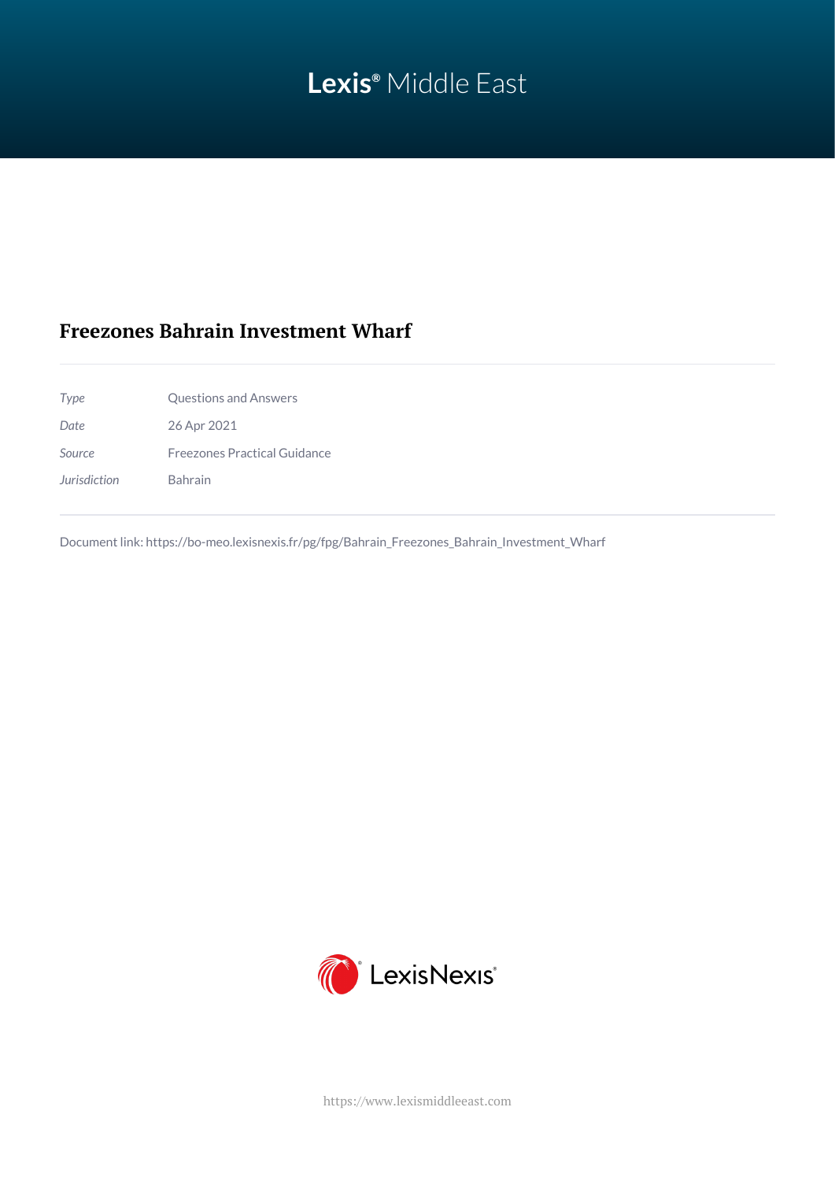Lexis® Middle East

# Freezones Bahrain Investment Wharf

| | |
|---|---|
| *Type* | Questions and Answers |
| *Date* | 26 Apr 2021 |
| *Source* | Freezones Practical Guidance |
| *Jurisdiction* | Bahrain |

Document link: https://bo-meo.lexisnexis.fr/pg/fpg/Bahrain_Freezones_Bahrain_Investment_Wharf

LexisNexis®

https://www.lexismiddleeast.com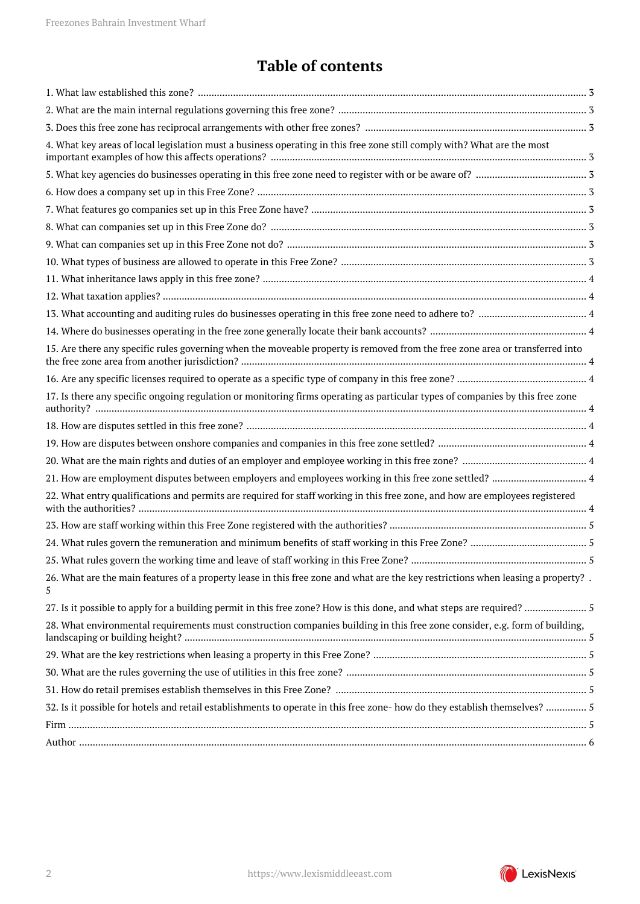# Table of contents

1. What law established this zone? ..... 3
2. What are the main internal regulations governing this free zone? ..... 3
3. Does this free zone has reciprocal arrangements with other free zones? ..... 3
4. What key areas of local legislation must a business operating in this free zone still comply with? What are the most important examples of how this affects operations? ..... 3
5. What key agencies do businesses operating in this free zone need to register with or be aware of? ..... 3
6. How does a company set up in this Free Zone? ..... 3
7. What features go companies set up in this Free Zone have? ..... 3
8. What can companies set up in this Free Zone do? ..... 3
9. What can companies set up in this Free Zone not do? ..... 3
10. What types of business are allowed to operate in this Free Zone? ..... 3
11. What inheritance laws apply in this free zone? ..... 4
12. What taxation applies? ..... 4
13. What accounting and auditing rules do businesses operating in this free zone need to adhere to? ..... 4
14. Where do businesses operating in the free zone generally locate their bank accounts? ..... 4
15. Are there any specific rules governing when the moveable property is removed from the free zone area or transferred into the free zone area from another jurisdiction? ..... 4
16. Are any specific licenses required to operate as a specific type of company in this free zone? ..... 4
17. Is there any specific ongoing regulation or monitoring firms operating as particular types of companies by this free zone authority? ..... 4
18. How are disputes settled in this free zone? ..... 4
19. How are disputes between onshore companies and companies in this free zone settled? ..... 4
20. What are the main rights and duties of an employer and employee working in this free zone? ..... 4
21. How are employment disputes between employers and employees working in this free zone settled? ..... 4
22. What entry qualifications and permits are required for staff working in this free zone, and how are employees registered with the authorities? ..... 4
23. How are staff working within this Free Zone registered with the authorities? ..... 5
24. What rules govern the remuneration and minimum benefits of staff working in this Free Zone? ..... 5
25. What rules govern the working time and leave of staff working in this Free Zone? ..... 5
26. What are the main features of a property lease in this free zone and what are the key restrictions when leasing a property? . 5
27. Is it possible to apply for a building permit in this free zone? How is this done, and what steps are required? ..... 5
28. What environmental requirements must construction companies building in this free zone consider, e.g. form of building, landscaping or building height? ..... 5
29. What are the key restrictions when leasing a property in this Free Zone? ..... 5
30. What are the rules governing the use of utilities in this free zone? ..... 5
31. How do retail premises establish themselves in this Free Zone? ..... 5
32. Is it possible for hotels and retail establishments to operate in this free zone- how do they establish themselves? ..... 5

Firm ..... 5

Author ..... 6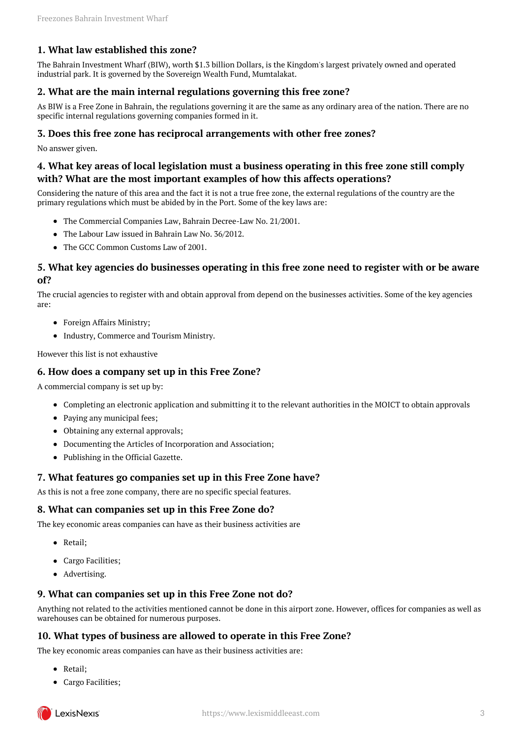### 1. What law established this zone?

The Bahrain Investment Wharf (BIW), worth $1.3 billion Dollars, is the Kingdom's largest privately owned and operated industrial park. It is governed by the Sovereign Wealth Fund, Mumtalakat.

### 2. What are the main internal regulations governing this free zone?

As BIW is a Free Zone in Bahrain, the regulations governing it are the same as any ordinary area of the nation. There are no specific internal regulations governing companies formed in it.

### 3. Does this free zone has reciprocal arrangements with other free zones?

No answer given.

### 4. What key areas of local legislation must a business operating in this free zone still comply with? What are the most important examples of how this affects operations?

Considering the nature of this area and the fact it is not a true free zone, the external regulations of the country are the primary regulations which must be abided by in the Port. Some of the key laws are:

- The Commercial Companies Law, Bahrain Decree-Law No. 21/2001.
- The Labour Law issued in Bahrain Law No. 36/2012.
- The GCC Common Customs Law of 2001.

### 5. What key agencies do businesses operating in this free zone need to register with or be aware of?

The crucial agencies to register with and obtain approval from depend on the businesses activities. Some of the key agencies are:

- Foreign Affairs Ministry;
- Industry, Commerce and Tourism Ministry.

However this list is not exhaustive

### 6. How does a company set up in this Free Zone?

A commercial company is set up by:

- Completing an electronic application and submitting it to the relevant authorities in the MOICT to obtain approvals
- Paying any municipal fees;
- Obtaining any external approvals;
- Documenting the Articles of Incorporation and Association;
- Publishing in the Official Gazette.

### 7. What features go companies set up in this Free Zone have?

As this is not a free zone company, there are no specific special features.

### 8. What can companies set up in this Free Zone do?

The key economic areas companies can have as their business activities are

- Retail;
- Cargo Facilities;
- Advertising.

### 9. What can companies set up in this Free Zone not do?

Anything not related to the activities mentioned cannot be done in this airport zone. However, offices for companies as well as warehouses can be obtained for numerous purposes.

### 10. What types of business are allowed to operate in this Free Zone?

The key economic areas companies can have as their business activities are:

- Retail;
- Cargo Facilities;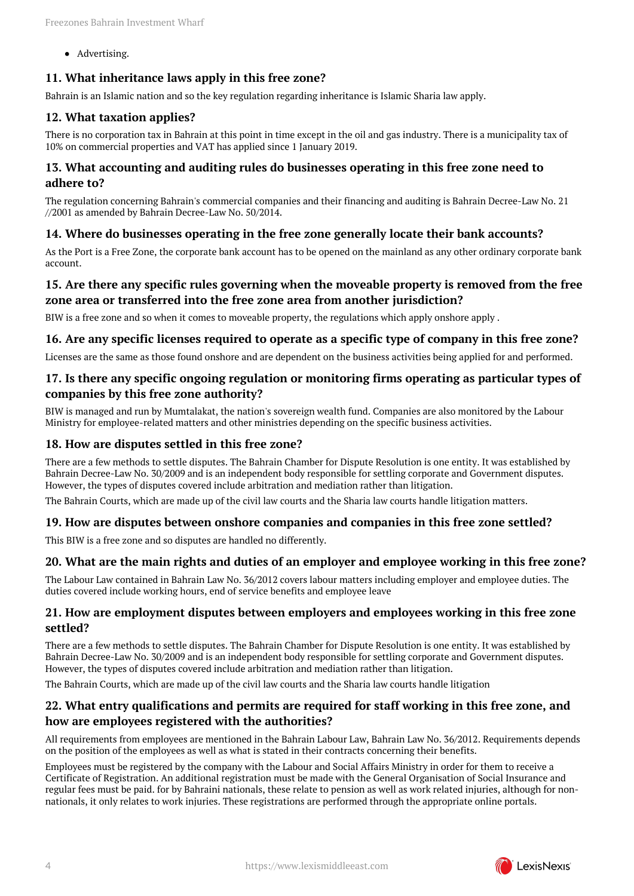- Advertising.

### 11. What inheritance laws apply in this free zone?

Bahrain is an Islamic nation and so the key regulation regarding inheritance is Islamic Sharia law apply.

### 12. What taxation applies?

There is no corporation tax in Bahrain at this point in time except in the oil and gas industry. There is a municipality tax of 10% on commercial properties and VAT has applied since 1 January 2019.

### 13. What accounting and auditing rules do businesses operating in this free zone need to adhere to?

The regulation concerning Bahrain's commercial companies and their financing and auditing is Bahrain Decree-Law No. 21 //2001 as amended by Bahrain Decree-Law No. 50/2014.

### 14. Where do businesses operating in the free zone generally locate their bank accounts?

As the Port is a Free Zone, the corporate bank account has to be opened on the mainland as any other ordinary corporate bank account.

### 15. Are there any specific rules governing when the moveable property is removed from the free zone area or transferred into the free zone area from another jurisdiction?

BIW is a free zone and so when it comes to moveable property, the regulations which apply onshore apply .

### 16. Are any specific licenses required to operate as a specific type of company in this free zone?

Licenses are the same as those found onshore and are dependent on the business activities being applied for and performed.

### 17. Is there any specific ongoing regulation or monitoring firms operating as particular types of companies by this free zone authority?

BIW is managed and run by Mumtalakat, the nation's sovereign wealth fund. Companies are also monitored by the Labour Ministry for employee-related matters and other ministries depending on the specific business activities.

### 18. How are disputes settled in this free zone?

There are a few methods to settle disputes. The Bahrain Chamber for Dispute Resolution is one entity. It was established by Bahrain Decree-Law No. 30/2009 and is an independent body responsible for settling corporate and Government disputes. However, the types of disputes covered include arbitration and mediation rather than litigation.

The Bahrain Courts, which are made up of the civil law courts and the Sharia law courts handle litigation matters.

### 19. How are disputes between onshore companies and companies in this free zone settled?

This BIW is a free zone and so disputes are handled no differently.

### 20. What are the main rights and duties of an employer and employee working in this free zone?

The Labour Law contained in Bahrain Law No. 36/2012 covers labour matters including employer and employee duties. The duties covered include working hours, end of service benefits and employee leave

### 21. How are employment disputes between employers and employees working in this free zone settled?

There are a few methods to settle disputes. The Bahrain Chamber for Dispute Resolution is one entity. It was established by Bahrain Decree-Law No. 30/2009 and is an independent body responsible for settling corporate and Government disputes. However, the types of disputes covered include arbitration and mediation rather than litigation.

The Bahrain Courts, which are made up of the civil law courts and the Sharia law courts handle litigation

### 22. What entry qualifications and permits are required for staff working in this free zone, and how are employees registered with the authorities?

All requirements from employees are mentioned in the Bahrain Labour Law, Bahrain Law No. 36/2012. Requirements depends on the position of the employees as well as what is stated in their contracts concerning their benefits.

Employees must be registered by the company with the Labour and Social Affairs Ministry in order for them to receive a Certificate of Registration. An additional registration must be made with the General Organisation of Social Insurance and regular fees must be paid. for by Bahraini nationals, these relate to pension as well as work related injuries, although for non-nationals, it only relates to work injuries. These registrations are performed through the appropriate online portals.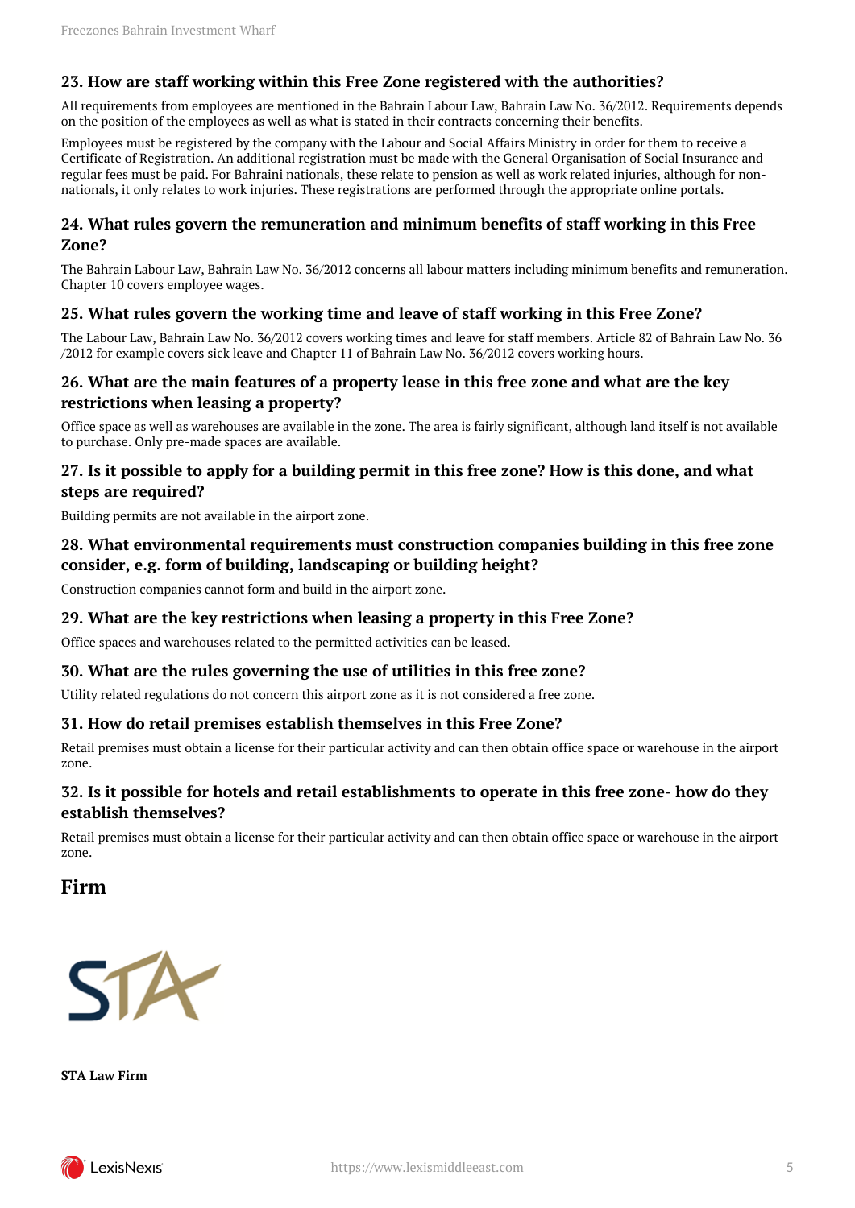### 23. How are staff working within this Free Zone registered with the authorities?

All requirements from employees are mentioned in the Bahrain Labour Law, Bahrain Law No. 36/2012. Requirements depends on the position of the employees as well as what is stated in their contracts concerning their benefits.

Employees must be registered by the company with the Labour and Social Affairs Ministry in order for them to receive a Certificate of Registration. An additional registration must be made with the General Organisation of Social Insurance and regular fees must be paid. For Bahraini nationals, these relate to pension as well as work related injuries, although for non-nationals, it only relates to work injuries. These registrations are performed through the appropriate online portals.

### 24. What rules govern the remuneration and minimum benefits of staff working in this Free Zone?

The Bahrain Labour Law, Bahrain Law No. 36/2012 concerns all labour matters including minimum benefits and remuneration. Chapter 10 covers employee wages.

### 25. What rules govern the working time and leave of staff working in this Free Zone?

The Labour Law, Bahrain Law No. 36/2012 covers working times and leave for staff members. Article 82 of Bahrain Law No. 36 /2012 for example covers sick leave and Chapter 11 of Bahrain Law No. 36/2012 covers working hours.

### 26. What are the main features of a property lease in this free zone and what are the key restrictions when leasing a property?

Office space as well as warehouses are available in the zone. The area is fairly significant, although land itself is not available to purchase. Only pre-made spaces are available.

### 27. Is it possible to apply for a building permit in this free zone? How is this done, and what steps are required?

Building permits are not available in the airport zone.

### 28. What environmental requirements must construction companies building in this free zone consider, e.g. form of building, landscaping or building height?

Construction companies cannot form and build in the airport zone.

### 29. What are the key restrictions when leasing a property in this Free Zone?

Office spaces and warehouses related to the permitted activities can be leased.

### 30. What are the rules governing the use of utilities in this free zone?

Utility related regulations do not concern this airport zone as it is not considered a free zone.

### 31. How do retail premises establish themselves in this Free Zone?

Retail premises must obtain a license for their particular activity and can then obtain office space or warehouse in the airport zone.

### 32. Is it possible for hotels and retail establishments to operate in this free zone- how do they establish themselves?

Retail premises must obtain a license for their particular activity and can then obtain office space or warehouse in the airport zone.

## Firm

STA

**STA Law Firm**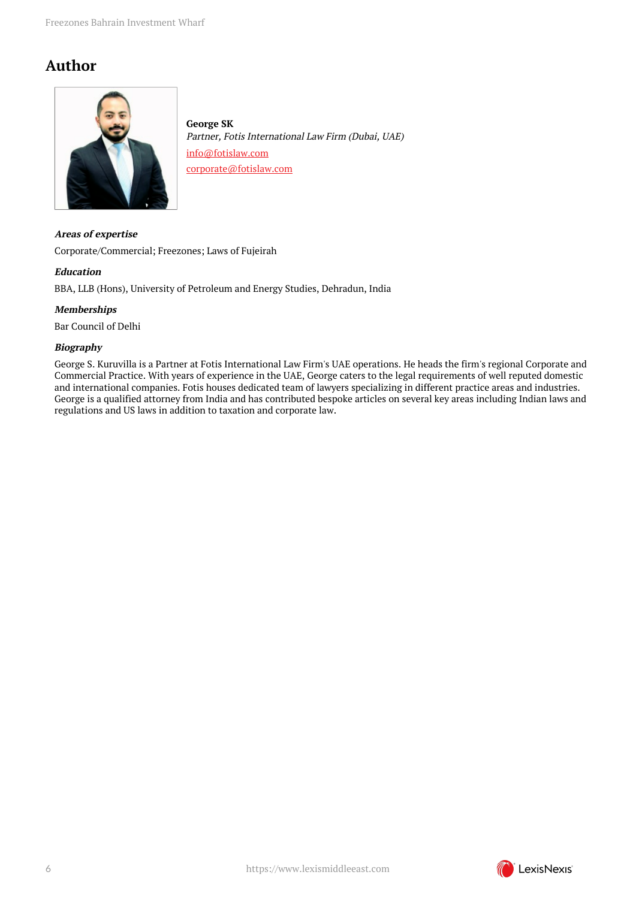# Author

**George SK**
*Partner, Fotis International Law Firm (Dubai, UAE)*
info@fotislaw.com
corporate@fotislaw.com

***Areas of expertise***

Corporate/Commercial; Freezones; Laws of Fujeirah

***Education***

BBA, LLB (Hons), University of Petroleum and Energy Studies, Dehradun, India

***Memberships***

Bar Council of Delhi

***Biography***

George S. Kuruvilla is a Partner at Fotis International Law Firm's UAE operations. He heads the firm's regional Corporate and Commercial Practice. With years of experience in the UAE, George caters to the legal requirements of well reputed domestic and international companies. Fotis houses dedicated team of lawyers specializing in different practice areas and industries. George is a qualified attorney from India and has contributed bespoke articles on several key areas including Indian laws and regulations and US laws in addition to taxation and corporate law.